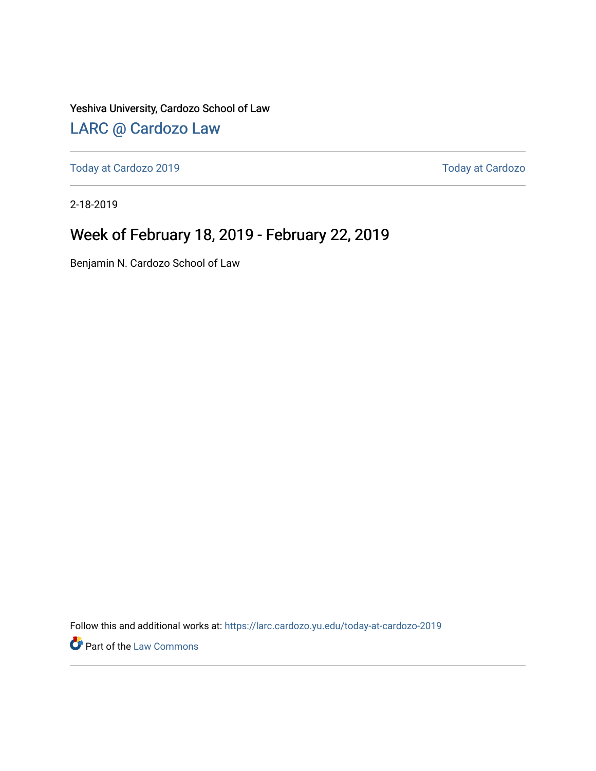Yeshiva University, Cardozo School of Law

[LARC @ Cardozo Law](https://larc.cardozo.yu.edu/)

Today at Cardozo 2019 | Today at Cardozo

2-18-2019

# Week of February 18, 2019 - February 22, 2019

Benjamin N. Cardozo School of Law

Follow this and additional works at: https://larc.cardozo.yu.edu/today-at-cardozo-2019

Part of the Law Commons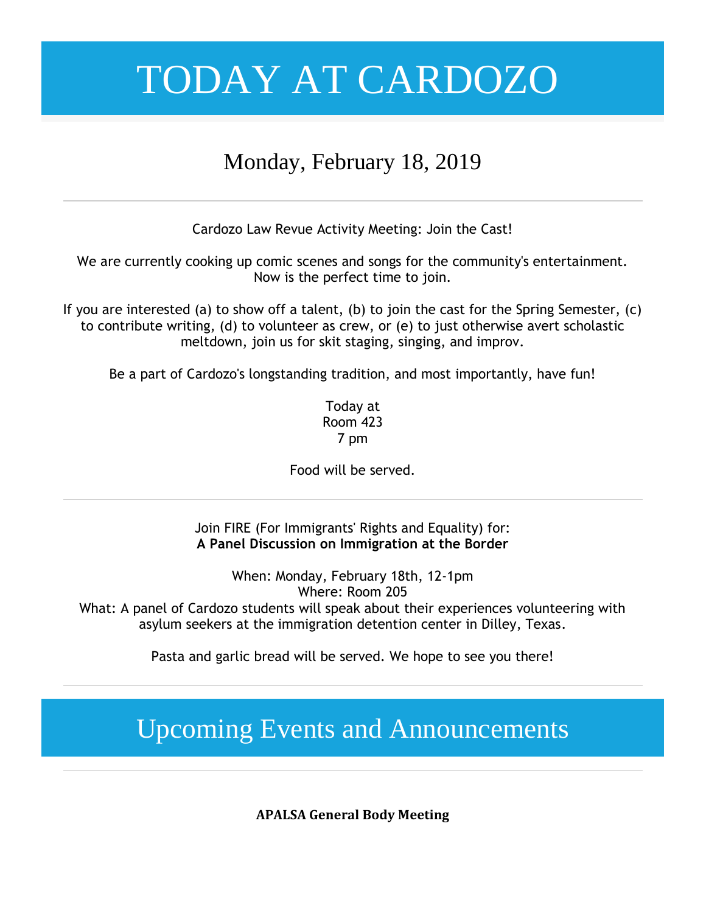# TODAY AT CARDOZO

## Monday, February 18, 2019

---

Cardozo Law Revue Activity Meeting: Join the Cast!

We are currently cooking up comic scenes and songs for the community's entertainment. Now is the perfect time to join.

If you are interested (a) to show off a talent, (b) to join the cast for the Spring Semester, (c) to contribute writing, (d) to volunteer as crew, or (e) to just otherwise avert scholastic meltdown, join us for skit staging, singing, and improv.

Be a part of Cardozo's longstanding tradition, and most importantly, have fun!

Today at
Room 423
7 pm

Food will be served.

---

Join FIRE (For Immigrants' Rights and Equality) for:
**A Panel Discussion on Immigration at the Border**

When: Monday, February 18th, 12-1pm
Where: Room 205
What: A panel of Cardozo students will speak about their experiences volunteering with asylum seekers at the immigration detention center in Dilley, Texas.

Pasta and garlic bread will be served. We hope to see you there!

---

# Upcoming Events and Announcements

---

**APALSA General Body Meeting**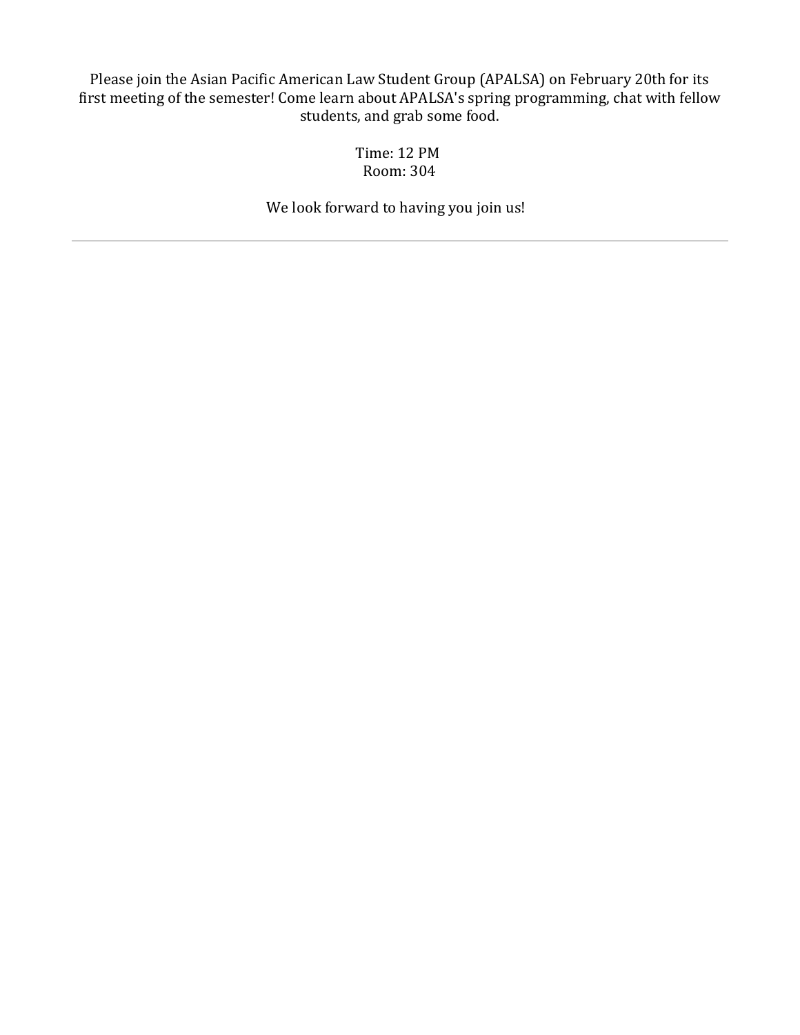Please join the Asian Pacific American Law Student Group (APALSA) on February 20th for its first meeting of the semester! Come learn about APALSA's spring programming, chat with fellow students, and grab some food.

Time: 12 PM
Room: 304

We look forward to having you join us!

---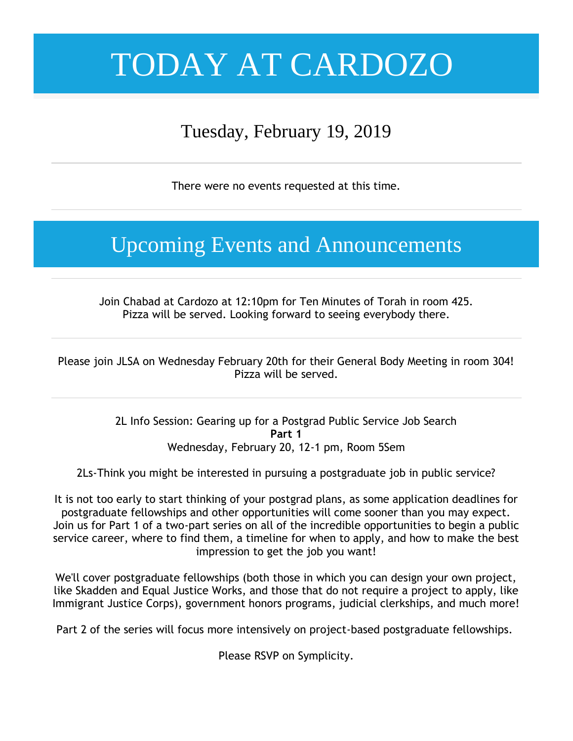# TODAY AT CARDOZO

## Tuesday, February 19, 2019

---

There were no events requested at this time.

---

## Upcoming Events and Announcements

---

Join Chabad at Cardozo at 12:10pm for Ten Minutes of Torah in room 425.
Pizza will be served. Looking forward to seeing everybody there.

---

Please join JLSA on Wednesday February 20th for their General Body Meeting in room 304!
Pizza will be served.

---

2L Info Session: Gearing up for a Postgrad Public Service Job Search
**Part 1**
Wednesday, February 20, 12-1 pm, Room 5Sem

2Ls-Think you might be interested in pursuing a postgraduate job in public service?

It is not too early to start thinking of your postgrad plans, as some application deadlines for postgraduate fellowships and other opportunities will come sooner than you may expect. Join us for Part 1 of a two-part series on all of the incredible opportunities to begin a public service career, where to find them, a timeline for when to apply, and how to make the best impression to get the job you want!

We'll cover postgraduate fellowships (both those in which you can design your own project, like Skadden and Equal Justice Works, and those that do not require a project to apply, like Immigrant Justice Corps), government honors programs, judicial clerkships, and much more!

Part 2 of the series will focus more intensively on project-based postgraduate fellowships.

Please RSVP on Symplicity.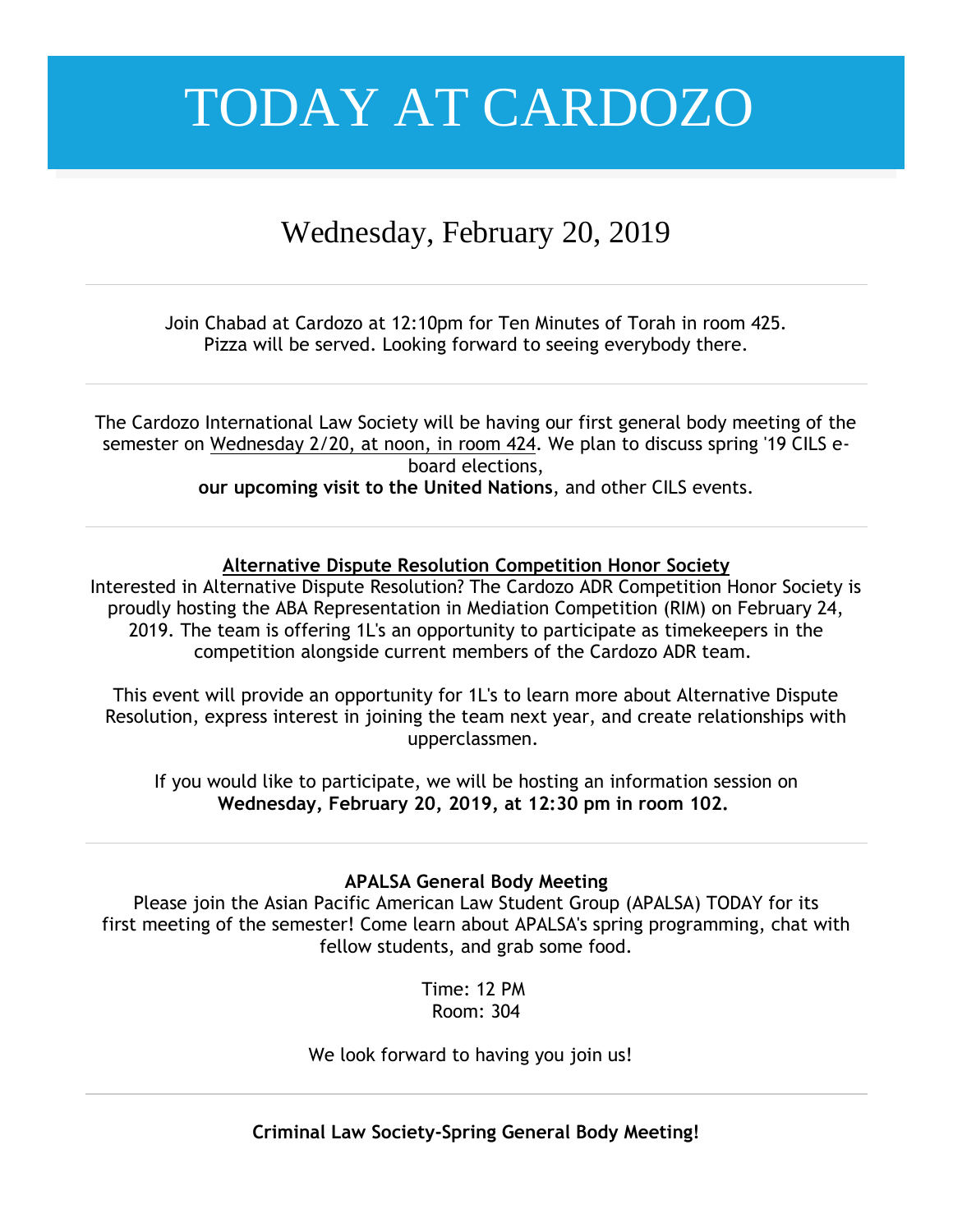# TODAY AT CARDOZO

## Wednesday, February 20, 2019

---

Join Chabad at Cardozo at 12:10pm for Ten Minutes of Torah in room 425.
Pizza will be served. Looking forward to seeing everybody there.

---

The Cardozo International Law Society will be having our first general body meeting of the semester on Wednesday 2/20, at noon, in room 424. We plan to discuss spring '19 CILS e-board elections,
**our upcoming visit to the United Nations**, and other CILS events.

---

**Alternative Dispute Resolution Competition Honor Society**
Interested in Alternative Dispute Resolution? The Cardozo ADR Competition Honor Society is proudly hosting the ABA Representation in Mediation Competition (RIM) on February 24, 2019. The team is offering 1L's an opportunity to participate as timekeepers in the competition alongside current members of the Cardozo ADR team.

This event will provide an opportunity for 1L's to learn more about Alternative Dispute Resolution, express interest in joining the team next year, and create relationships with upperclassmen.

If you would like to participate, we will be hosting an information session on **Wednesday, February 20, 2019, at 12:30 pm in room 102.**

---

**APALSA General Body Meeting**
Please join the Asian Pacific American Law Student Group (APALSA) TODAY for its first meeting of the semester! Come learn about APALSA's spring programming, chat with fellow students, and grab some food.

Time: 12 PM
Room: 304

We look forward to having you join us!

---

**Criminal Law Society-Spring General Body Meeting!**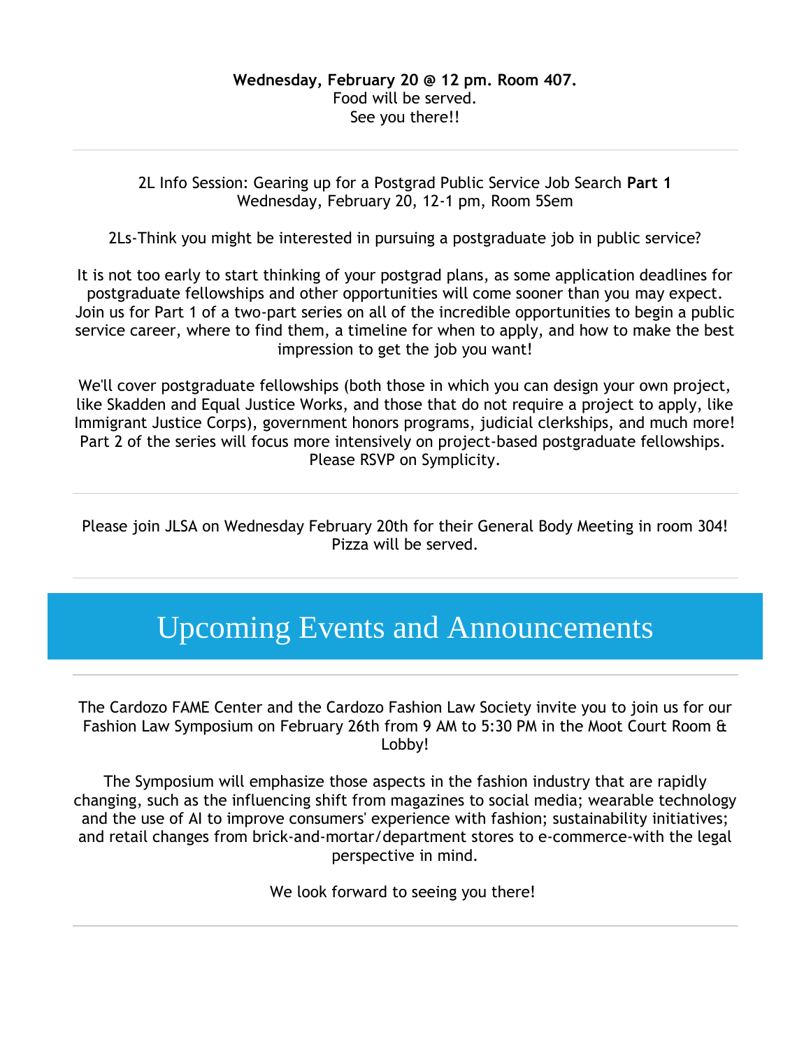**Wednesday, February 20 @ 12 pm. Room 407.**
Food will be served.
See you there!!

---

2L Info Session: Gearing up for a Postgrad Public Service Job Search **Part 1**
Wednesday, February 20, 12-1 pm, Room 5Sem

2Ls-Think you might be interested in pursuing a postgraduate job in public service?

It is not too early to start thinking of your postgrad plans, as some application deadlines for postgraduate fellowships and other opportunities will come sooner than you may expect. Join us for Part 1 of a two-part series on all of the incredible opportunities to begin a public service career, where to find them, a timeline for when to apply, and how to make the best impression to get the job you want!

We'll cover postgraduate fellowships (both those in which you can design your own project, like Skadden and Equal Justice Works, and those that do not require a project to apply, like Immigrant Justice Corps), government honors programs, judicial clerkships, and much more! Part 2 of the series will focus more intensively on project-based postgraduate fellowships. Please RSVP on Symplicity.

---

Please join JLSA on Wednesday February 20th for their General Body Meeting in room 304! Pizza will be served.

---

# Upcoming Events and Announcements

---

The Cardozo FAME Center and the Cardozo Fashion Law Society invite you to join us for our Fashion Law Symposium on February 26th from 9 AM to 5:30 PM in the Moot Court Room & Lobby!

The Symposium will emphasize those aspects in the fashion industry that are rapidly changing, such as the influencing shift from magazines to social media; wearable technology and the use of AI to improve consumers' experience with fashion; sustainability initiatives; and retail changes from brick-and-mortar/department stores to e-commerce-with the legal perspective in mind.

We look forward to seeing you there!

---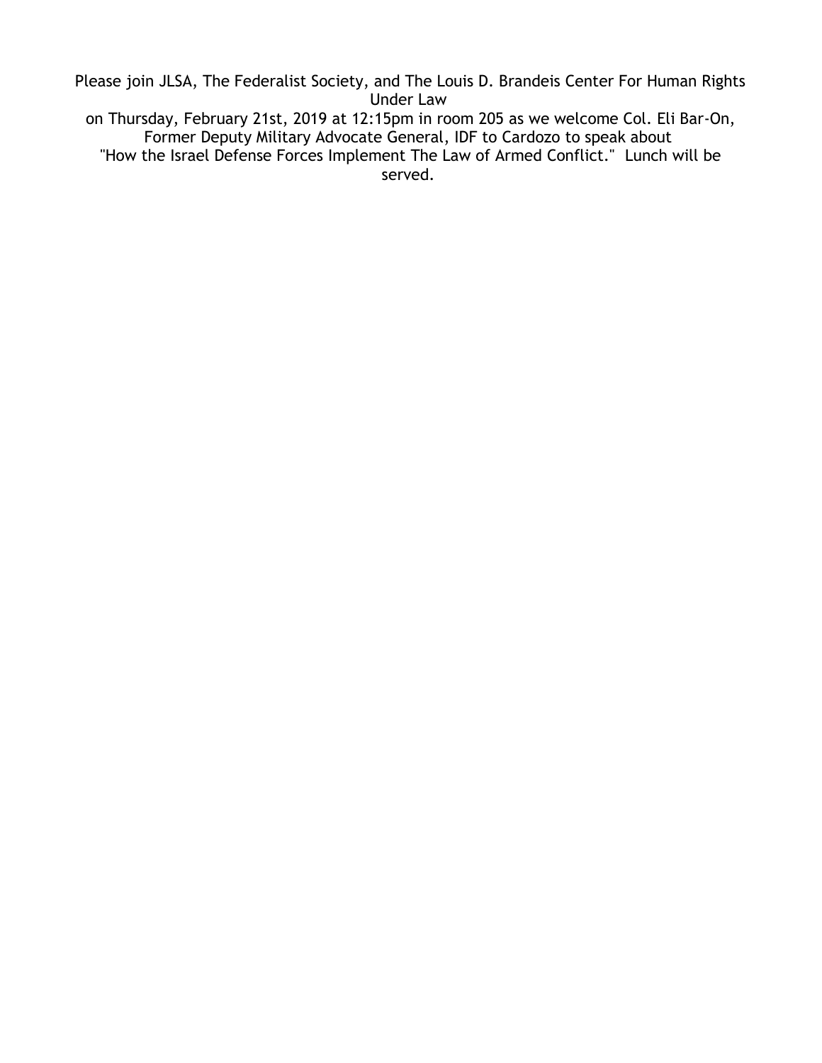Please join JLSA, The Federalist Society, and The Louis D. Brandeis Center For Human Rights Under Law on Thursday, February 21st, 2019 at 12:15pm in room 205 as we welcome Col. Eli Bar-On, Former Deputy Military Advocate General, IDF to Cardozo to speak about "How the Israel Defense Forces Implement The Law of Armed Conflict."  Lunch will be served.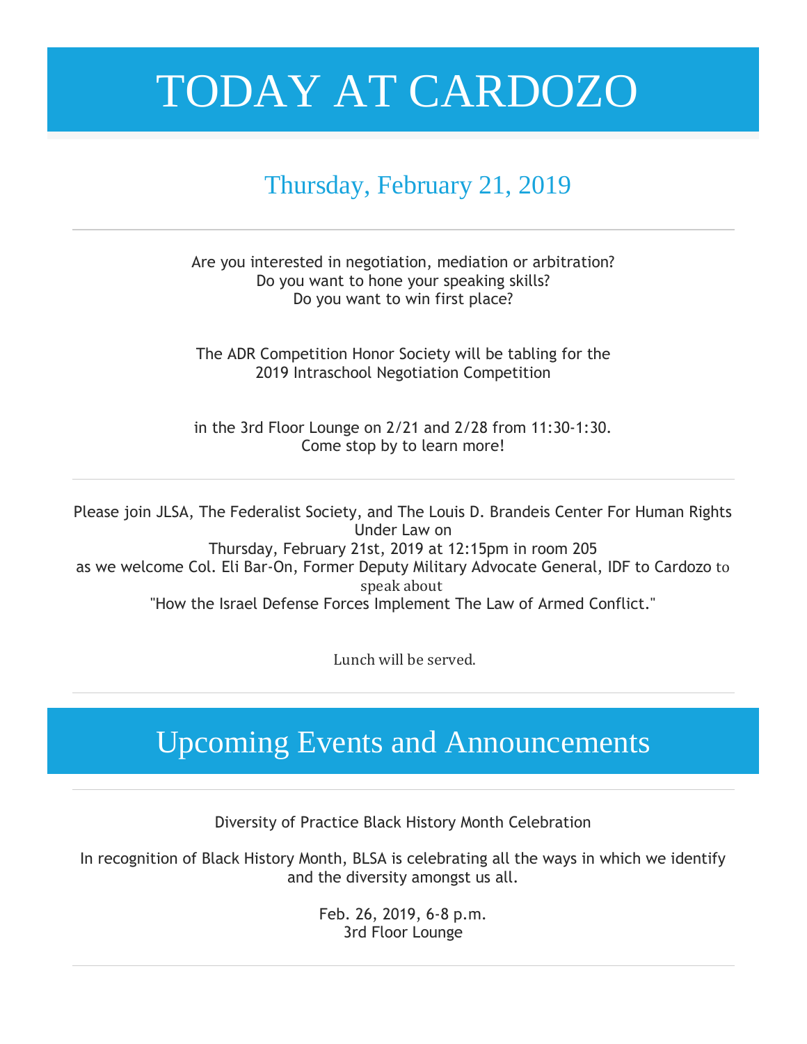# TODAY AT CARDOZO

## Thursday, February 21, 2019

---

Are you interested in negotiation, mediation or arbitration?
Do you want to hone your speaking skills?
Do you want to win first place?

The ADR Competition Honor Society will be tabling for the 2019 Intraschool Negotiation Competition

in the 3rd Floor Lounge on 2/21 and 2/28 from 11:30-1:30.
Come stop by to learn more!

---

Please join JLSA, The Federalist Society, and The Louis D. Brandeis Center For Human Rights Under Law on
Thursday, February 21st, 2019 at 12:15pm in room 205
as we welcome Col. Eli Bar-On, Former Deputy Military Advocate General, IDF to Cardozo to speak about
"How the Israel Defense Forces Implement The Law of Armed Conflict."

Lunch will be served.

---

## Upcoming Events and Announcements

---

Diversity of Practice Black History Month Celebration

In recognition of Black History Month, BLSA is celebrating all the ways in which we identify and the diversity amongst us all.

Feb. 26, 2019, 6-8 p.m.
3rd Floor Lounge

---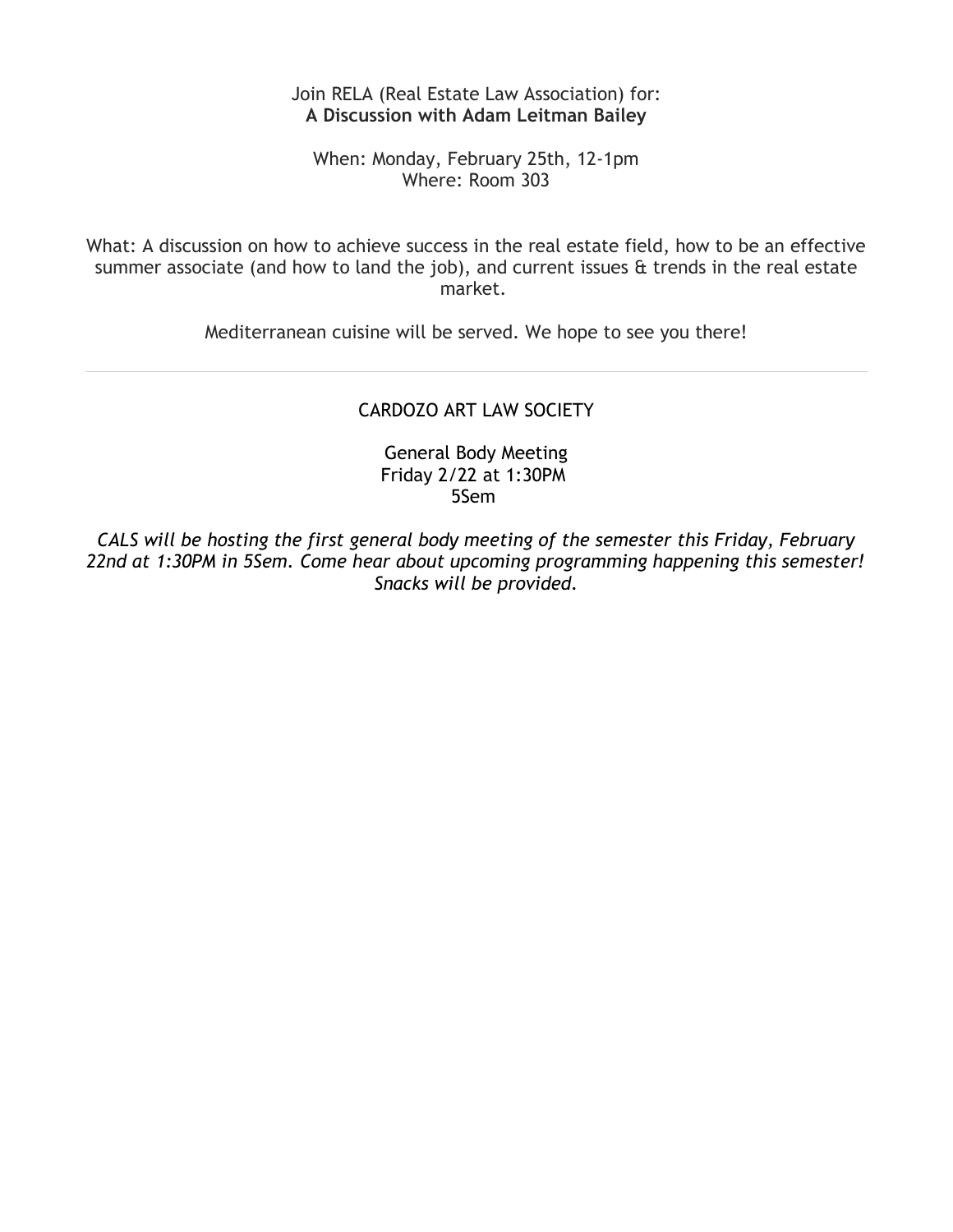Join RELA (Real Estate Law Association) for:
**A Discussion with Adam Leitman Bailey**

When: Monday, February 25th, 12-1pm
Where: Room 303

What: A discussion on how to achieve success in the real estate field, how to be an effective summer associate (and how to land the job), and current issues & trends in the real estate market.

Mediterranean cuisine will be served. We hope to see you there!

---

CARDOZO ART LAW SOCIETY

General Body Meeting
Friday 2/22 at 1:30PM
5Sem

*CALS will be hosting the first general body meeting of the semester this Friday, February 22nd at 1:30PM in 5Sem. Come hear about upcoming programming happening this semester! Snacks will be provided.*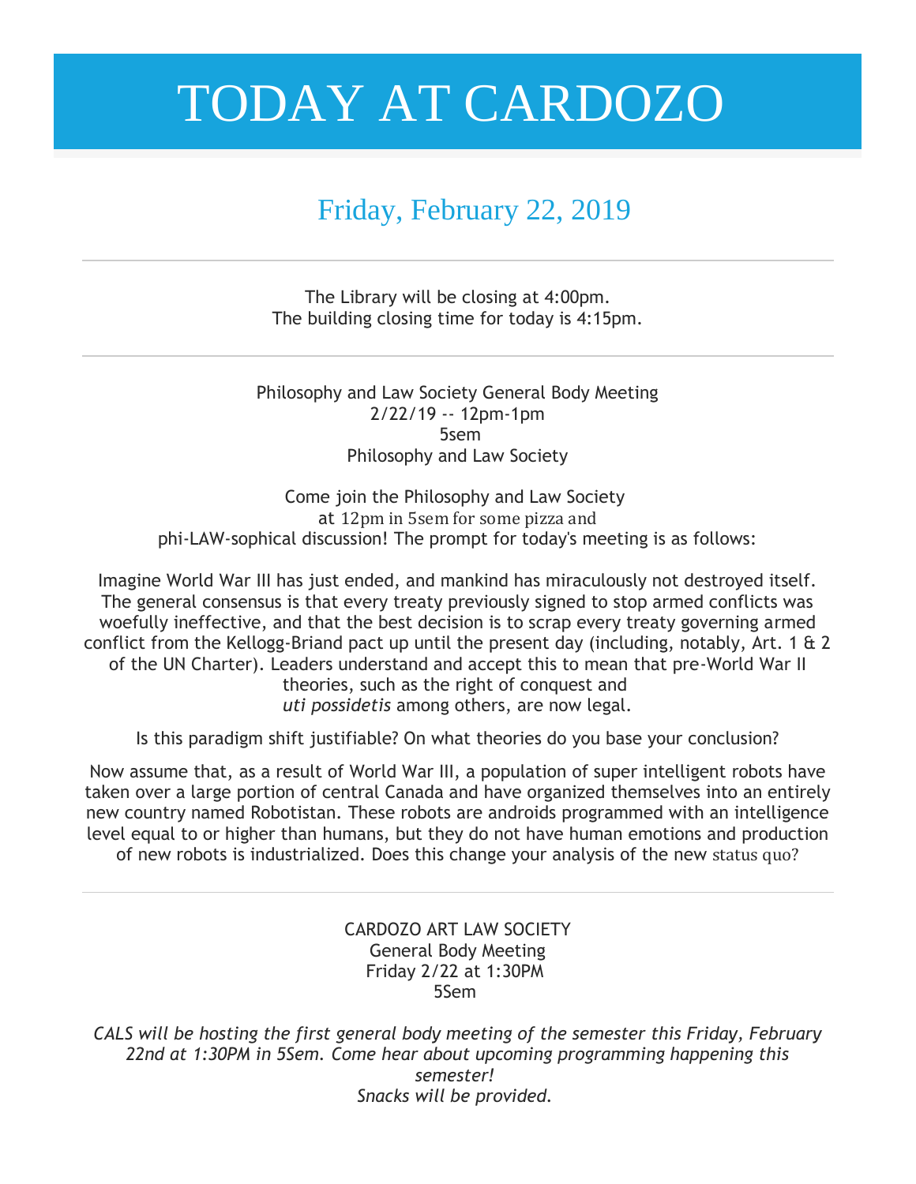# TODAY AT CARDOZO

## Friday, February 22, 2019

---

The Library will be closing at 4:00pm.
The building closing time for today is 4:15pm.

---

Philosophy and Law Society General Body Meeting
2/22/19 -- 12pm-1pm
5sem
Philosophy and Law Society

Come join the Philosophy and Law Society at 12pm in 5sem for some pizza and phi-LAW-sophical discussion! The prompt for today's meeting is as follows:

Imagine World War III has just ended, and mankind has miraculously not destroyed itself. The general consensus is that every treaty previously signed to stop armed conflicts was woefully ineffective, and that the best decision is to scrap every treaty governing armed conflict from the Kellogg-Briand pact up until the present day (including, notably, Art. 1 & 2 of the UN Charter). Leaders understand and accept this to mean that pre-World War II theories, such as the right of conquest and *uti possidetis* among others, are now legal.

Is this paradigm shift justifiable? On what theories do you base your conclusion?

Now assume that, as a result of World War III, a population of super intelligent robots have taken over a large portion of central Canada and have organized themselves into an entirely new country named Robotistan. These robots are androids programmed with an intelligence level equal to or higher than humans, but they do not have human emotions and production of new robots is industrialized. Does this change your analysis of the new status quo?

---

CARDOZO ART LAW SOCIETY
General Body Meeting
Friday 2/22 at 1:30PM
5Sem

*CALS will be hosting the first general body meeting of the semester this Friday, February 22nd at 1:30PM in 5Sem. Come hear about upcoming programming happening this semester!*
*Snacks will be provided.*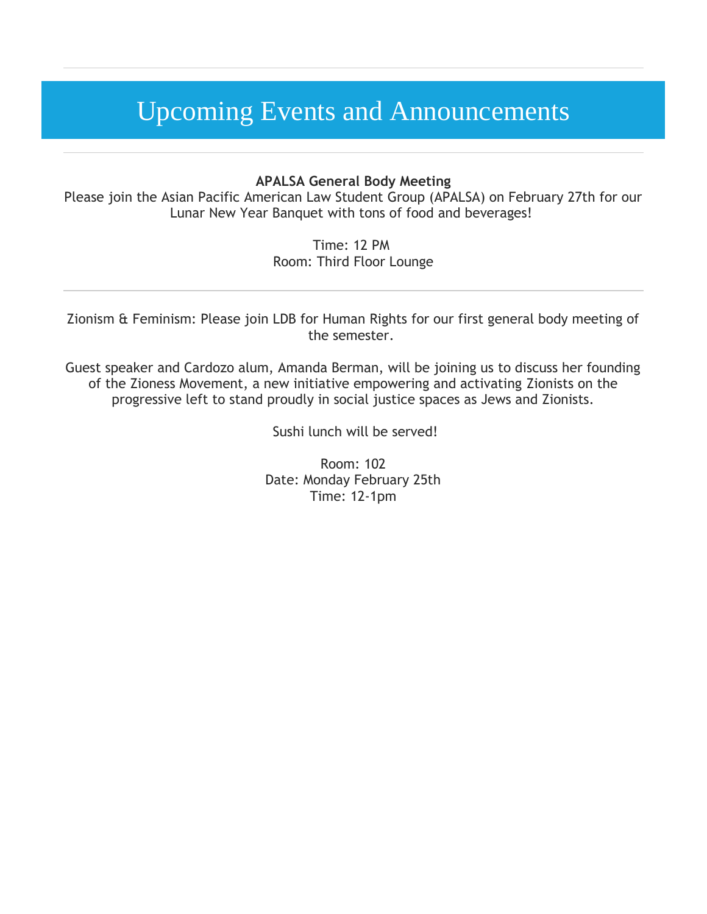# Upcoming Events and Announcements

---

**APALSA General Body Meeting**

Please join the Asian Pacific American Law Student Group (APALSA) on February 27th for our Lunar New Year Banquet with tons of food and beverages!

Time: 12 PM
Room: Third Floor Lounge

---

Zionism & Feminism: Please join LDB for Human Rights for our first general body meeting of the semester.

Guest speaker and Cardozo alum, Amanda Berman, will be joining us to discuss her founding of the Zioness Movement, a new initiative empowering and activating Zionists on the progressive left to stand proudly in social justice spaces as Jews and Zionists.

Sushi lunch will be served!

Room: 102
Date: Monday February 25th
Time: 12-1pm